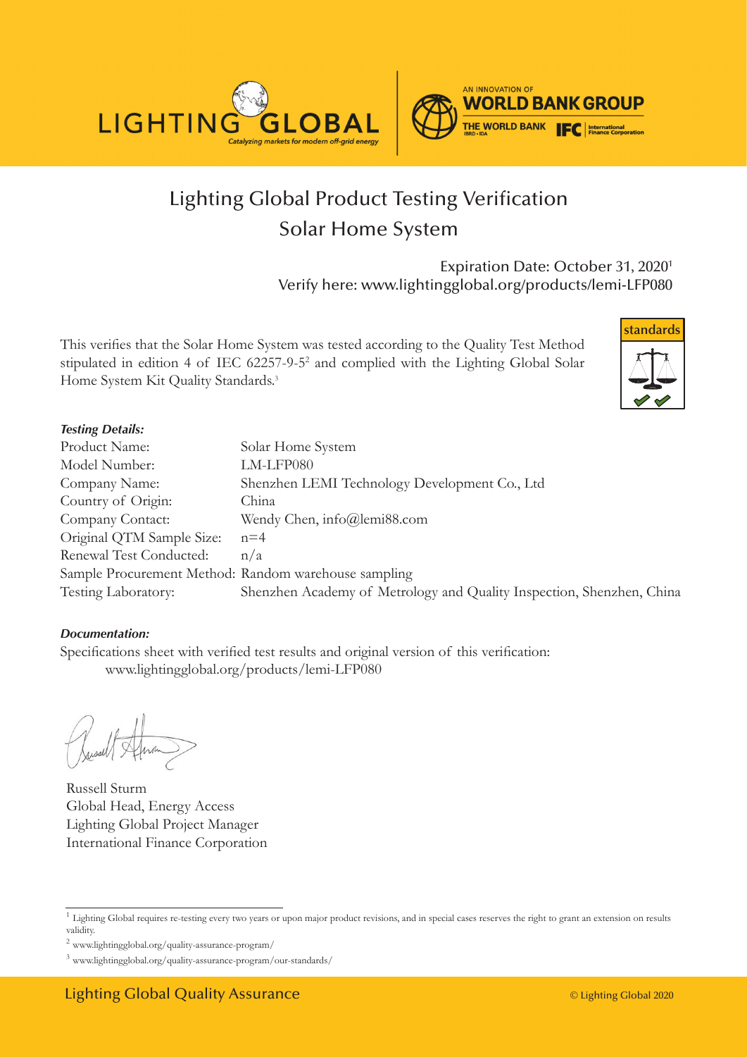# Lighting Global Product Testing Verification

## Solar Home System

Expiration Date: October 31, 2020[1]
Verify here: www.lightingglobal.org/products/lemi-LFP080

This verifies that the Solar Home System was tested according to the Quality Test Method stipulated in edition 4 of IEC 62257-9-5[2] and complied with the Lighting Global Solar Home System Kit Quality Standards.[3]

***Testing Details:***

| | |
|---|---|
| Product Name: | Solar Home System |
| Model Number: | LM-LFP080 |
| Company Name: | Shenzhen LEMI Technology Development Co., Ltd |
| Country of Origin: | China |
| Company Contact: | Wendy Chen, info@lemi88.com |
| Original QTM Sample Size: | n=4 |
| Renewal Test Conducted: | n/a |
| Sample Procurement Method: | Random warehouse sampling |
| Testing Laboratory: | Shenzhen Academy of Metrology and Quality Inspection, Shenzhen, China |

***Documentation:***

Specifications sheet with verified test results and original version of this verification:
www.lightingglobal.org/products/lemi-LFP080

Russell Sturm
Global Head, Energy Access
Lighting Global Project Manager
International Finance Corporation

[1] Lighting Global requires re-testing every two years or upon major product revisions, and in special cases reserves the right to grant an extension on results validity.

[2] www.lightingglobal.org/quality-assurance-program/

[3] www.lightingglobal.org/quality-assurance-program/our-standards/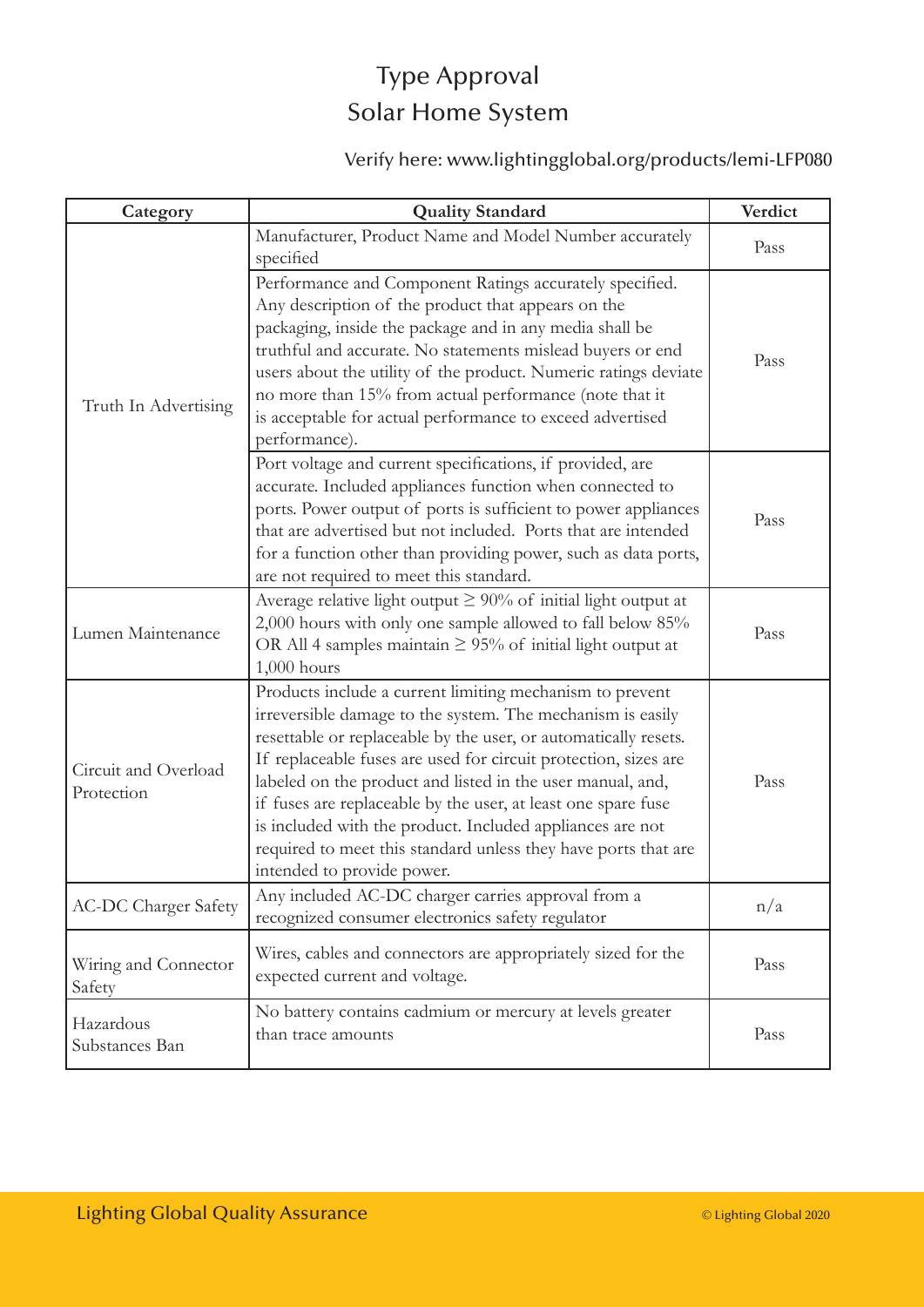# Type Approval
## Solar Home System

Verify here: www.lightingglobal.org/products/lemi-LFP080

| Category | Quality Standard | Verdict |
|---|---|---|
| Truth In Advertising | Manufacturer, Product Name and Model Number accurately specified | Pass |
| | Performance and Component Ratings accurately specified. Any description of the product that appears on the packaging, inside the package and in any media shall be truthful and accurate. No statements mislead buyers or end users about the utility of the product. Numeric ratings deviate no more than 15% from actual performance (note that it is acceptable for actual performance to exceed advertised performance). | Pass |
| | Port voltage and current specifications, if provided, are accurate. Included appliances function when connected to ports. Power output of ports is sufficient to power appliances that are advertised but not included. Ports that are intended for a function other than providing power, such as data ports, are not required to meet this standard. | Pass |
| Lumen Maintenance | Average relative light output ≥ 90% of initial light output at 2,000 hours with only one sample allowed to fall below 85% OR All 4 samples maintain ≥ 95% of initial light output at 1,000 hours | Pass |
| Circuit and Overload Protection | Products include a current limiting mechanism to prevent irreversible damage to the system. The mechanism is easily resettable or replaceable by the user, or automatically resets. If replaceable fuses are used for circuit protection, sizes are labeled on the product and listed in the user manual, and, if fuses are replaceable by the user, at least one spare fuse is included with the product. Included appliances are not required to meet this standard unless they have ports that are intended to provide power. | Pass |
| AC-DC Charger Safety | Any included AC-DC charger carries approval from a recognized consumer electronics safety regulator | n/a |
| Wiring and Connector Safety | Wires, cables and connectors are appropriately sized for the expected current and voltage. | Pass |
| Hazardous Substances Ban | No battery contains cadmium or mercury at levels greater than trace amounts | Pass |

Lighting Global Quality Assurance

© Lighting Global 2020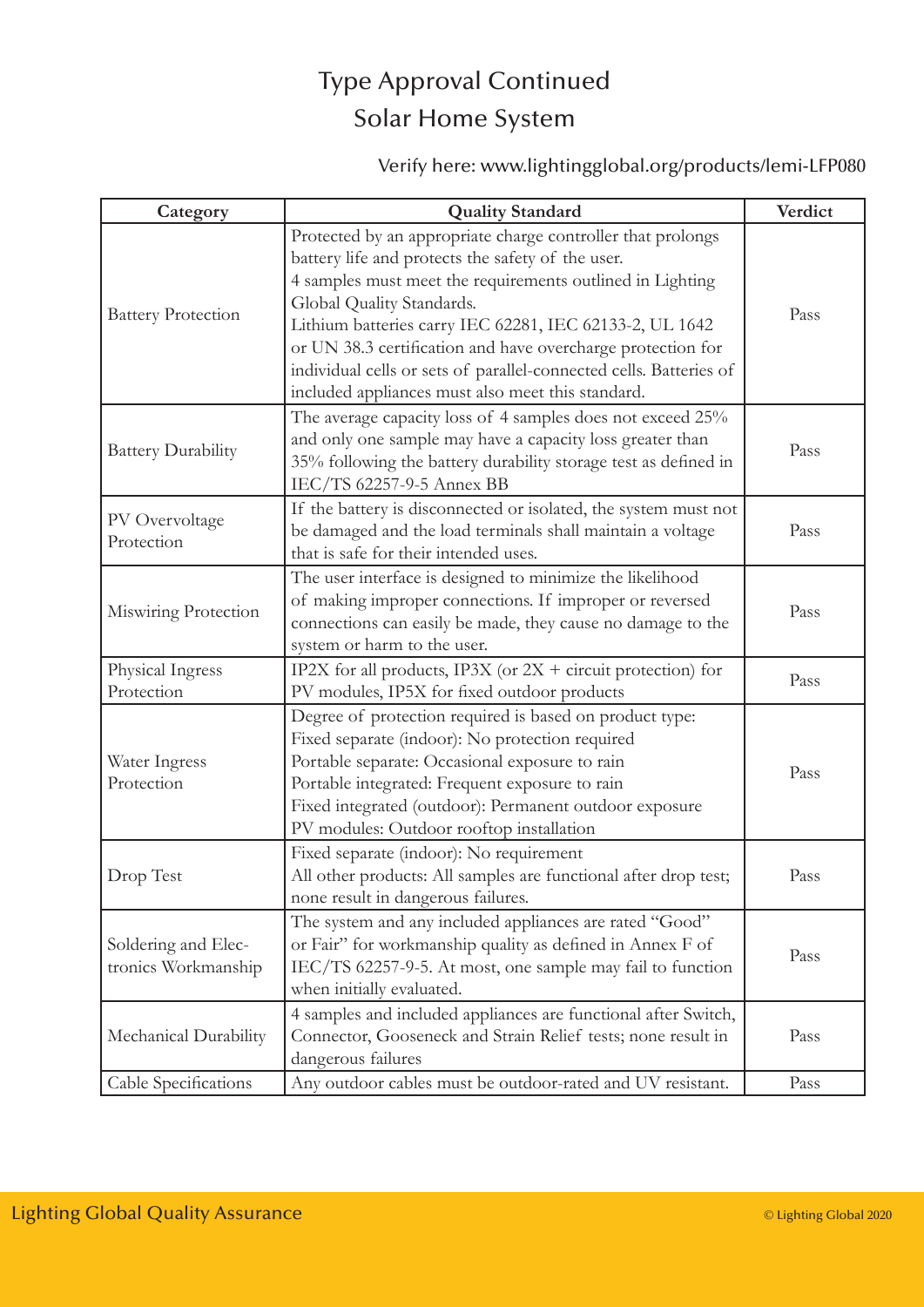# Type Approval Continued
## Solar Home System

Verify here: www.lightingglobal.org/products/lemi-LFP080

| Category | Quality Standard | Verdict |
|---|---|---|
| Battery Protection | Protected by an appropriate charge controller that prolongs battery life and protects the safety of the user.<br>4 samples must meet the requirements outlined in Lighting Global Quality Standards.<br>Lithium batteries carry IEC 62281, IEC 62133-2, UL 1642 or UN 38.3 certification and have overcharge protection for individual cells or sets of parallel-connected cells. Batteries of included appliances must also meet this standard. | Pass |
| Battery Durability | The average capacity loss of 4 samples does not exceed 25% and only one sample may have a capacity loss greater than 35% following the battery durability storage test as defined in IEC/TS 62257-9-5 Annex BB | Pass |
| PV Overvoltage Protection | If the battery is disconnected or isolated, the system must not be damaged and the load terminals shall maintain a voltage that is safe for their intended uses. | Pass |
| Miswiring Protection | The user interface is designed to minimize the likelihood of making improper connections. If improper or reversed connections can easily be made, they cause no damage to the system or harm to the user. | Pass |
| Physical Ingress Protection | IP2X for all products, IP3X (or 2X + circuit protection) for PV modules, IP5X for fixed outdoor products | Pass |
| Water Ingress Protection | Degree of protection required is based on product type:<br>Fixed separate (indoor): No protection required<br>Portable separate: Occasional exposure to rain<br>Portable integrated: Frequent exposure to rain<br>Fixed integrated (outdoor): Permanent outdoor exposure<br>PV modules: Outdoor rooftop installation | Pass |
| Drop Test | Fixed separate (indoor): No requirement<br>All other products: All samples are functional after drop test; none result in dangerous failures. | Pass |
| Soldering and Electronics Workmanship | The system and any included appliances are rated "Good" or Fair" for workmanship quality as defined in Annex F of IEC/TS 62257-9-5. At most, one sample may fail to function when initially evaluated. | Pass |
| Mechanical Durability | 4 samples and included appliances are functional after Switch, Connector, Gooseneck and Strain Relief tests; none result in dangerous failures | Pass |
| Cable Specifications | Any outdoor cables must be outdoor-rated and UV resistant. | Pass |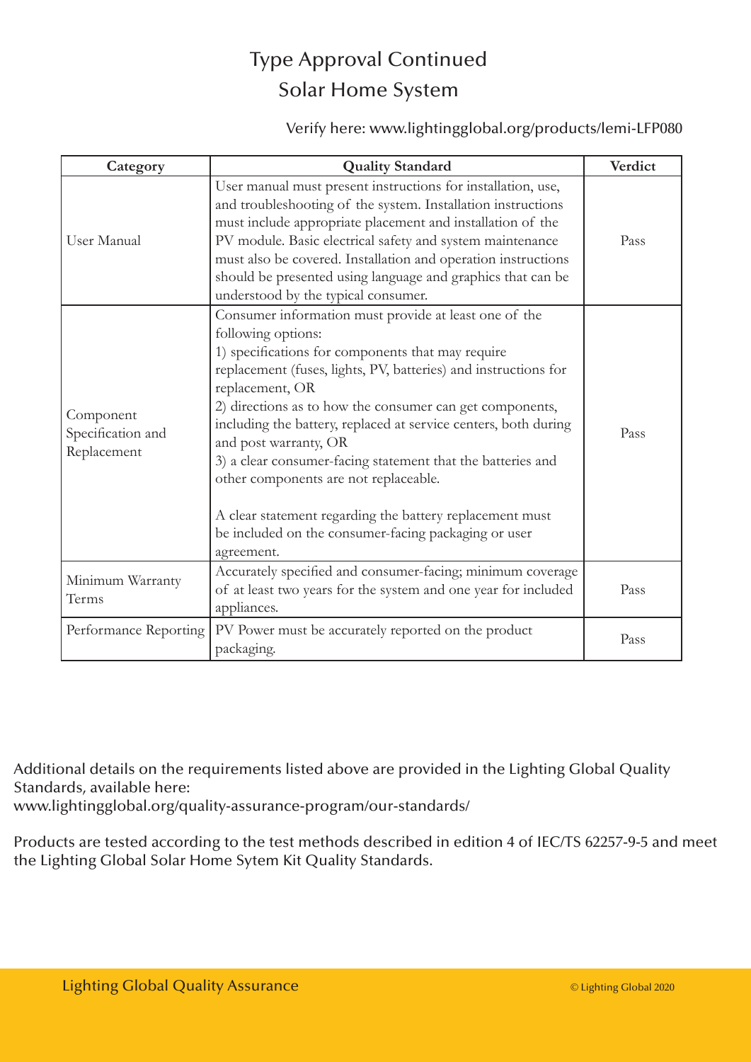# Type Approval Continued

## Solar Home System

Verify here: www.lightingglobal.org/products/lemi-LFP080

| Category | Quality Standard | Verdict |
|---|---|---|
| User Manual | User manual must present instructions for installation, use, and troubleshooting of the system. Installation instructions must include appropriate placement and installation of the PV module. Basic electrical safety and system maintenance must also be covered. Installation and operation instructions should be presented using language and graphics that can be understood by the typical consumer. | Pass |
| Component Specification and Replacement | Consumer information must provide at least one of the following options: 1) specifications for components that may require replacement (fuses, lights, PV, batteries) and instructions for replacement, OR 2) directions as to how the consumer can get components, including the battery, replaced at service centers, both during and post warranty, OR 3) a clear consumer-facing statement that the batteries and other components are not replaceable. A clear statement regarding the battery replacement must be included on the consumer-facing packaging or user agreement. | Pass |
| Minimum Warranty Terms | Accurately specified and consumer-facing; minimum coverage of at least two years for the system and one year for included appliances. | Pass |
| Performance Reporting | PV Power must be accurately reported on the product packaging. | Pass |

Additional details on the requirements listed above are provided in the Lighting Global Quality Standards, available here:
www.lightingglobal.org/quality-assurance-program/our-standards/

Products are tested according to the test methods described in edition 4 of IEC/TS 62257-9-5 and meet the Lighting Global Solar Home Sytem Kit Quality Standards.